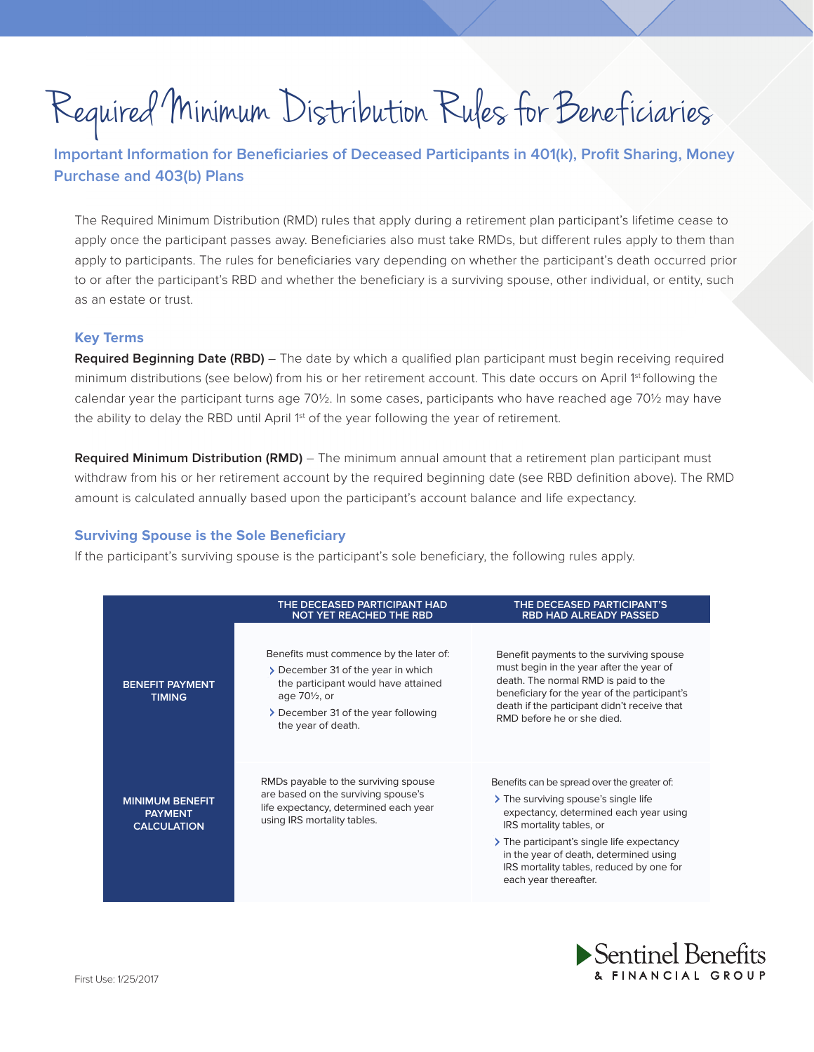# Required Minimum Distribution Rules for Beneficiaries

## Important Information for Beneficiaries of Deceased Participants in 401(k), Profit Sharing, Money Purchase and 403(b) Plans

The Required Minimum Distribution (RMD) rules that apply during a retirement plan participant's lifetime cease to apply once the participant passes away. Beneficiaries also must take RMDs, but different rules apply to them than apply to participants. The rules for beneficiaries vary depending on whether the participant's death occurred prior to or after the participant's RBD and whether the beneficiary is a surviving spouse, other individual, or entity, such as an estate or trust.

### Key Terms

**Required Beginning Date (RBD)** – The date by which a qualified plan participant must begin receiving required minimum distributions (see below) from his or her retirement account. This date occurs on April 1st following the calendar year the participant turns age 70½. In some cases, participants who have reached age 70½ may have the ability to delay the RBD until April 1st of the year following the year of retirement.

**Required Minimum Distribution (RMD)** – The minimum annual amount that a retirement plan participant must withdraw from his or her retirement account by the required beginning date (see RBD definition above). The RMD amount is calculated annually based upon the participant's account balance and life expectancy.

### Surviving Spouse is the Sole Beneficiary

If the participant's surviving spouse is the participant's sole beneficiary, the following rules apply.

| | THE DECEASED PARTICIPANT HAD NOT YET REACHED THE RBD | THE DECEASED PARTICIPANT'S RBD HAD ALREADY PASSED |
|---|---|---|
| **BENEFIT PAYMENT TIMING** | Benefits must commence by the later of:<br>› December 31 of the year in which the participant would have attained age 70½, or<br>› December 31 of the year following the year of death. | Benefit payments to the surviving spouse must begin in the year after the year of death. The normal RMD is paid to the beneficiary for the year of the participant's death if the participant didn't receive that RMD before he or she died. |
| **MINIMUM BENEFIT PAYMENT CALCULATION** | RMDs payable to the surviving spouse are based on the surviving spouse's life expectancy, determined each year using IRS mortality tables. | Benefits can be spread over the greater of:<br>› The surviving spouse's single life expectancy, determined each year using IRS mortality tables, or<br>› The participant's single life expectancy in the year of death, determined using IRS mortality tables, reduced by one for each year thereafter. |

First Use: 1/25/2017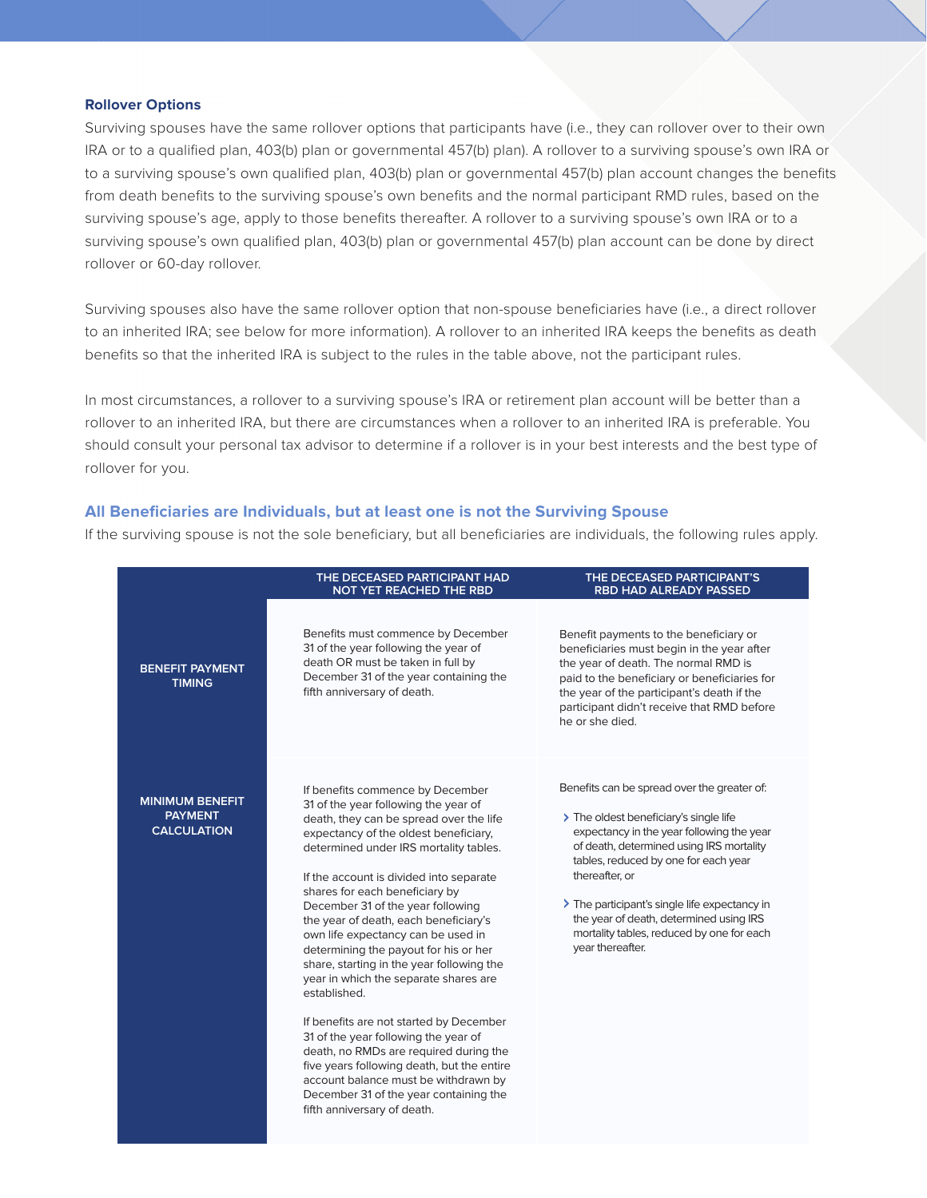### Rollover Options

Surviving spouses have the same rollover options that participants have (i.e., they can rollover over to their own IRA or to a qualified plan, 403(b) plan or governmental 457(b) plan). A rollover to a surviving spouse's own IRA or to a surviving spouse's own qualified plan, 403(b) plan or governmental 457(b) plan account changes the benefits from death benefits to the surviving spouse's own benefits and the normal participant RMD rules, based on the surviving spouse's age, apply to those benefits thereafter. A rollover to a surviving spouse's own IRA or to a surviving spouse's own qualified plan, 403(b) plan or governmental 457(b) plan account can be done by direct rollover or 60-day rollover.

Surviving spouses also have the same rollover option that non-spouse beneficiaries have (i.e., a direct rollover to an inherited IRA; see below for more information). A rollover to an inherited IRA keeps the benefits as death benefits so that the inherited IRA is subject to the rules in the table above, not the participant rules.

In most circumstances, a rollover to a surviving spouse's IRA or retirement plan account will be better than a rollover to an inherited IRA, but there are circumstances when a rollover to an inherited IRA is preferable. You should consult your personal tax advisor to determine if a rollover is in your best interests and the best type of rollover for you.

## All Beneficiaries are Individuals, but at least one is not the Surviving Spouse

If the surviving spouse is not the sole beneficiary, but all beneficiaries are individuals, the following rules apply.

| | THE DECEASED PARTICIPANT HAD NOT YET REACHED THE RBD | THE DECEASED PARTICIPANT'S RBD HAD ALREADY PASSED |
|---|---|---|
| **BENEFIT PAYMENT TIMING** | Benefits must commence by December 31 of the year following the year of death OR must be taken in full by December 31 of the year containing the fifth anniversary of death. | Benefit payments to the beneficiary or beneficiaries must begin in the year after the year of death. The normal RMD is paid to the beneficiary or beneficiaries for the year of the participant's death if the participant didn't receive that RMD before he or she died. |
| **MINIMUM BENEFIT PAYMENT CALCULATION** | If benefits commence by December 31 of the year following the year of death, they can be spread over the life expectancy of the oldest beneficiary, determined under IRS mortality tables.<br><br>If the account is divided into separate shares for each beneficiary by December 31 of the year following the year of death, each beneficiary's own life expectancy can be used in determining the payout for his or her share, starting in the year following the year in which the separate shares are established.<br><br>If benefits are not started by December 31 of the year following the year of death, no RMDs are required during the five years following death, but the entire account balance must be withdrawn by December 31 of the year containing the fifth anniversary of death. | Benefits can be spread over the greater of:<br><br>› The oldest beneficiary's single life expectancy in the year following the year of death, determined using IRS mortality tables, reduced by one for each year thereafter, or<br><br>› The participant's single life expectancy in the year of death, determined using IRS mortality tables, reduced by one for each year thereafter. |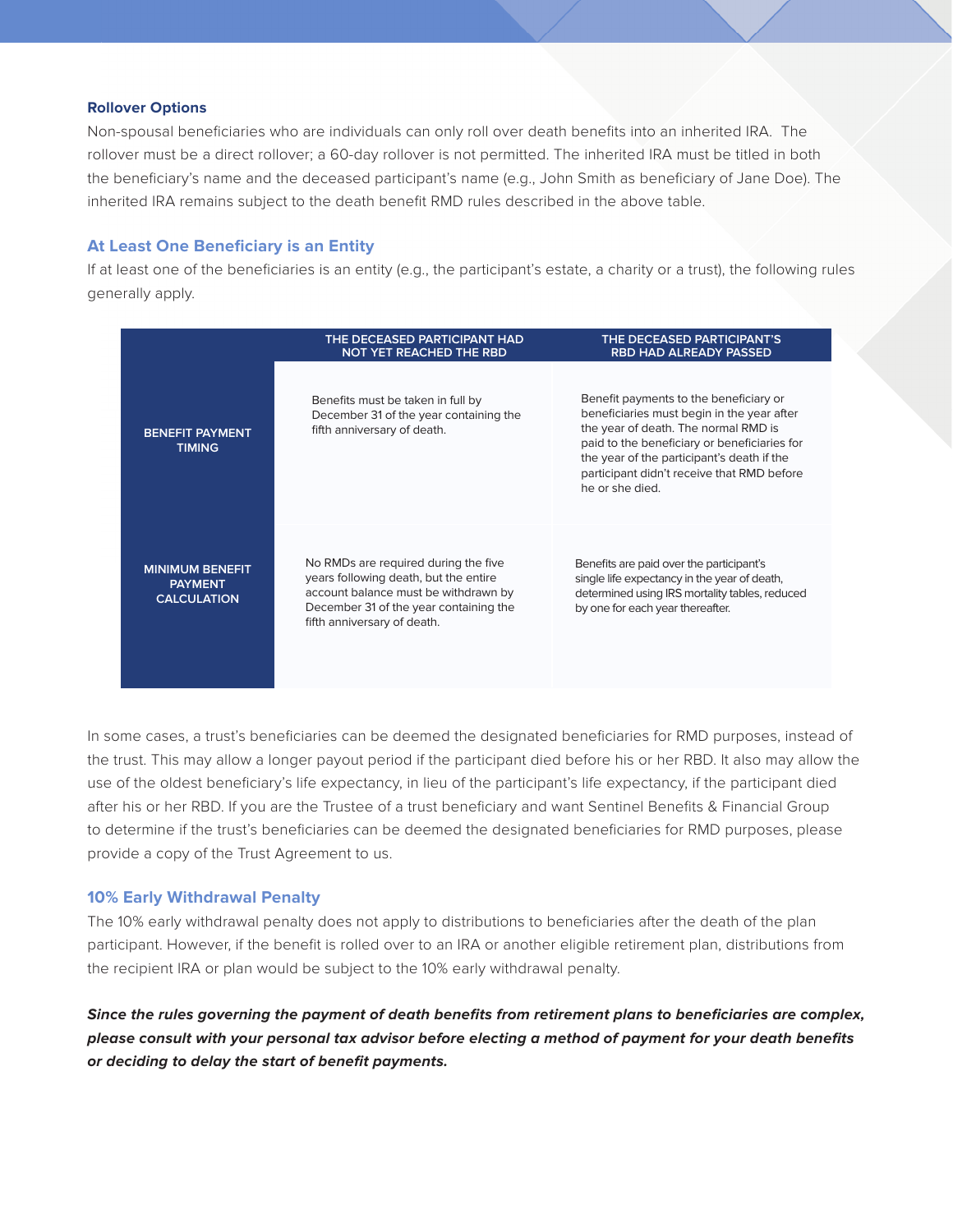### Rollover Options

Non-spousal beneficiaries who are individuals can only roll over death benefits into an inherited IRA. The rollover must be a direct rollover; a 60-day rollover is not permitted. The inherited IRA must be titled in both the beneficiary's name and the deceased participant's name (e.g., John Smith as beneficiary of Jane Doe). The inherited IRA remains subject to the death benefit RMD rules described in the above table.

### At Least One Beneficiary is an Entity

If at least one of the beneficiaries is an entity (e.g., the participant's estate, a charity or a trust), the following rules generally apply.

| | THE DECEASED PARTICIPANT HAD NOT YET REACHED THE RBD | THE DECEASED PARTICIPANT'S RBD HAD ALREADY PASSED |
|---|---|---|
| **BENEFIT PAYMENT TIMING** | Benefits must be taken in full by December 31 of the year containing the fifth anniversary of death. | Benefit payments to the beneficiary or beneficiaries must begin in the year after the year of death. The normal RMD is paid to the beneficiary or beneficiaries for the year of the participant's death if the participant didn't receive that RMD before he or she died. |
| **MINIMUM BENEFIT PAYMENT CALCULATION** | No RMDs are required during the five years following death, but the entire account balance must be withdrawn by December 31 of the year containing the fifth anniversary of death. | Benefits are paid over the participant's single life expectancy in the year of death, determined using IRS mortality tables, reduced by one for each year thereafter. |

In some cases, a trust's beneficiaries can be deemed the designated beneficiaries for RMD purposes, instead of the trust. This may allow a longer payout period if the participant died before his or her RBD. It also may allow the use of the oldest beneficiary's life expectancy, in lieu of the participant's life expectancy, if the participant died after his or her RBD. If you are the Trustee of a trust beneficiary and want Sentinel Benefits & Financial Group to determine if the trust's beneficiaries can be deemed the designated beneficiaries for RMD purposes, please provide a copy of the Trust Agreement to us.

### 10% Early Withdrawal Penalty

The 10% early withdrawal penalty does not apply to distributions to beneficiaries after the death of the plan participant. However, if the benefit is rolled over to an IRA or another eligible retirement plan, distributions from the recipient IRA or plan would be subject to the 10% early withdrawal penalty.

***Since the rules governing the payment of death benefits from retirement plans to beneficiaries are complex, please consult with your personal tax advisor before electing a method of payment for your death benefits or deciding to delay the start of benefit payments.***